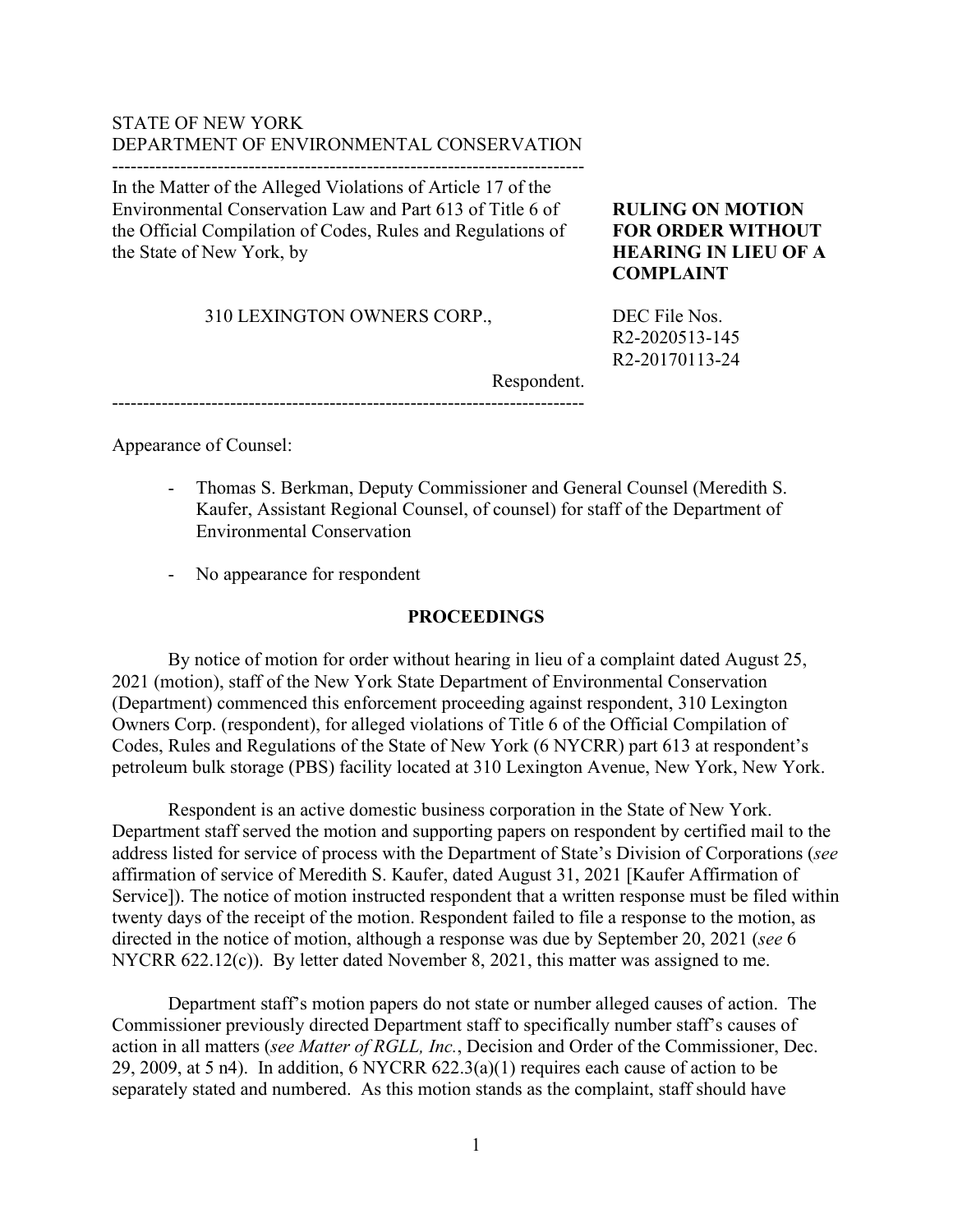STATE OF NEW YORK
DEPARTMENT OF ENVIRONMENTAL CONSERVATION

---

In the Matter of the Alleged Violations of Article 17 of the Environmental Conservation Law and Part 613 of Title 6 of the Official Compilation of Codes, Rules and Regulations of the State of New York, by

310 LEXINGTON OWNERS CORP.,

Respondent.

---

**RULING ON MOTION FOR ORDER WITHOUT HEARING IN LIEU OF A COMPLAINT**

DEC File Nos.
R2-2020513-145
R2-20170113-24

Appearance of Counsel:

- Thomas S. Berkman, Deputy Commissioner and General Counsel (Meredith S. Kaufer, Assistant Regional Counsel, of counsel) for staff of the Department of Environmental Conservation
- No appearance for respondent

## PROCEEDINGS

By notice of motion for order without hearing in lieu of a complaint dated August 25, 2021 (motion), staff of the New York State Department of Environmental Conservation (Department) commenced this enforcement proceeding against respondent, 310 Lexington Owners Corp. (respondent), for alleged violations of Title 6 of the Official Compilation of Codes, Rules and Regulations of the State of New York (6 NYCRR) part 613 at respondent's petroleum bulk storage (PBS) facility located at 310 Lexington Avenue, New York, New York.

Respondent is an active domestic business corporation in the State of New York. Department staff served the motion and supporting papers on respondent by certified mail to the address listed for service of process with the Department of State's Division of Corporations (*see* affirmation of service of Meredith S. Kaufer, dated August 31, 2021 [Kaufer Affirmation of Service]). The notice of motion instructed respondent that a written response must be filed within twenty days of the receipt of the motion. Respondent failed to file a response to the motion, as directed in the notice of motion, although a response was due by September 20, 2021 (*see* 6 NYCRR 622.12(c)). By letter dated November 8, 2021, this matter was assigned to me.

Department staff's motion papers do not state or number alleged causes of action. The Commissioner previously directed Department staff to specifically number staff's causes of action in all matters (*see Matter of RGLL, Inc.*, Decision and Order of the Commissioner, Dec. 29, 2009, at 5 n4). In addition, 6 NYCRR 622.3(a)(1) requires each cause of action to be separately stated and numbered. As this motion stands as the complaint, staff should have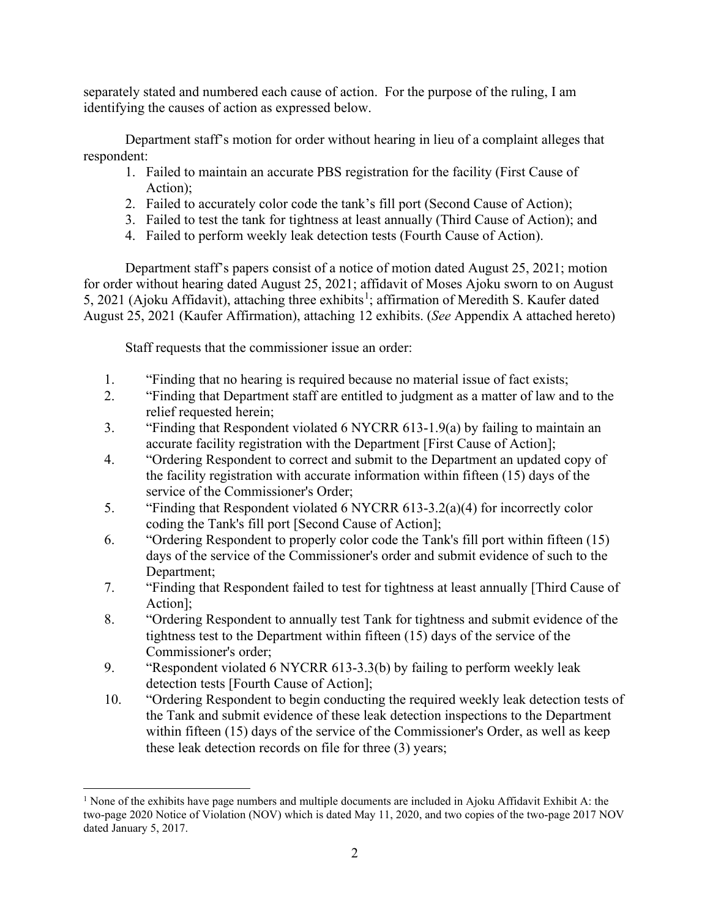separately stated and numbered each cause of action. For the purpose of the ruling, I am identifying the causes of action as expressed below.

Department staff's motion for order without hearing in lieu of a complaint alleges that respondent:

1. Failed to maintain an accurate PBS registration for the facility (First Cause of Action);
2. Failed to accurately color code the tank's fill port (Second Cause of Action);
3. Failed to test the tank for tightness at least annually (Third Cause of Action); and
4. Failed to perform weekly leak detection tests (Fourth Cause of Action).

Department staff's papers consist of a notice of motion dated August 25, 2021; motion for order without hearing dated August 25, 2021; affidavit of Moses Ajoku sworn to on August 5, 2021 (Ajoku Affidavit), attaching three exhibits[1]; affirmation of Meredith S. Kaufer dated August 25, 2021 (Kaufer Affirmation), attaching 12 exhibits. (*See* Appendix A attached hereto)

Staff requests that the commissioner issue an order:

1. "Finding that no hearing is required because no material issue of fact exists;
2. "Finding that Department staff are entitled to judgment as a matter of law and to the relief requested herein;
3. "Finding that Respondent violated 6 NYCRR 613-1.9(a) by failing to maintain an accurate facility registration with the Department [First Cause of Action];
4. "Ordering Respondent to correct and submit to the Department an updated copy of the facility registration with accurate information within fifteen (15) days of the service of the Commissioner's Order;
5. "Finding that Respondent violated 6 NYCRR 613-3.2(a)(4) for incorrectly color coding the Tank's fill port [Second Cause of Action];
6. "Ordering Respondent to properly color code the Tank's fill port within fifteen (15) days of the service of the Commissioner's order and submit evidence of such to the Department;
7. "Finding that Respondent failed to test for tightness at least annually [Third Cause of Action];
8. "Ordering Respondent to annually test Tank for tightness and submit evidence of the tightness test to the Department within fifteen (15) days of the service of the Commissioner's order;
9. "Respondent violated 6 NYCRR 613-3.3(b) by failing to perform weekly leak detection tests [Fourth Cause of Action];
10. "Ordering Respondent to begin conducting the required weekly leak detection tests of the Tank and submit evidence of these leak detection inspections to the Department within fifteen (15) days of the service of the Commissioner's Order, as well as keep these leak detection records on file for three (3) years;

[1] None of the exhibits have page numbers and multiple documents are included in Ajoku Affidavit Exhibit A: the two-page 2020 Notice of Violation (NOV) which is dated May 11, 2020, and two copies of the two-page 2017 NOV dated January 5, 2017.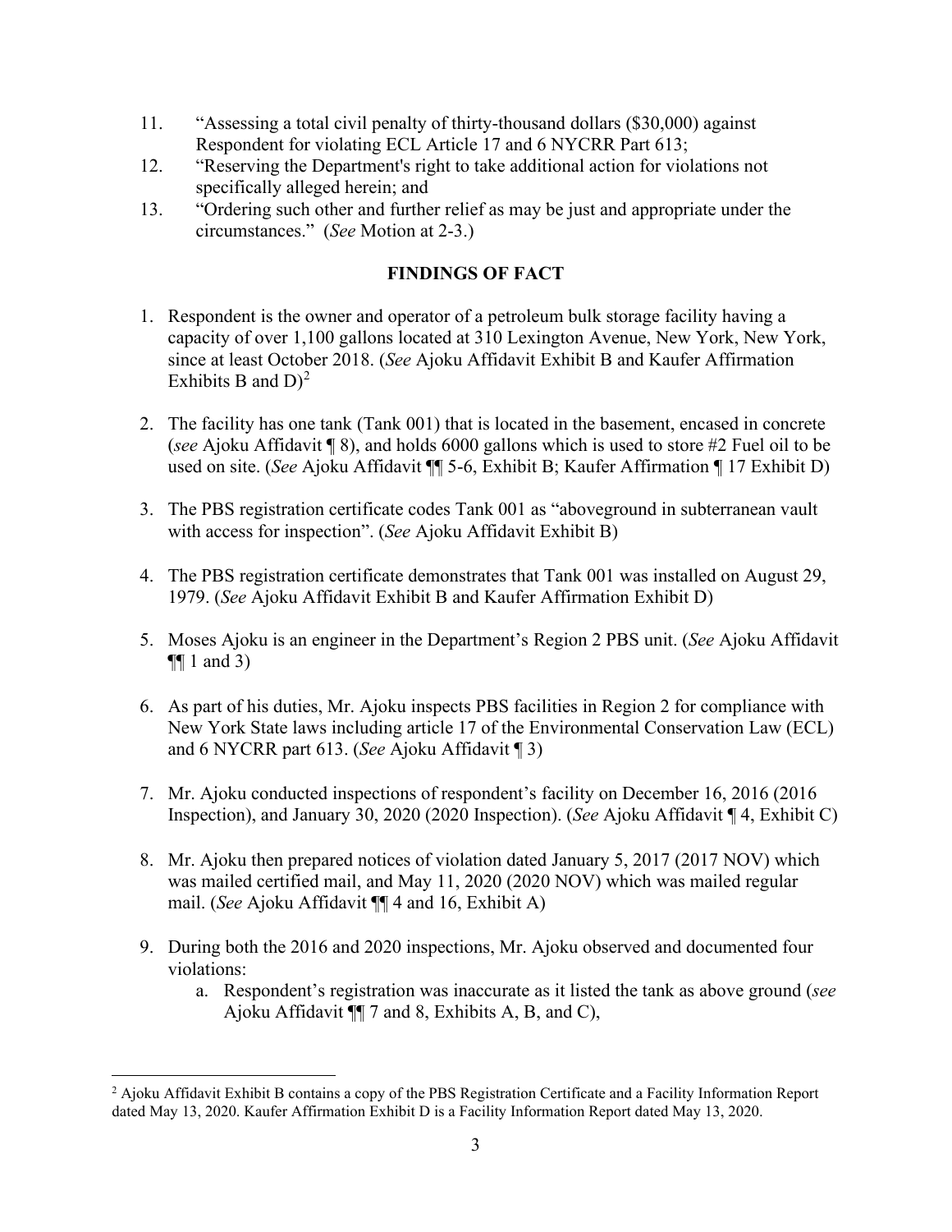11. "Assessing a total civil penalty of thirty-thousand dollars ($30,000) against Respondent for violating ECL Article 17 and 6 NYCRR Part 613;
12. "Reserving the Department's right to take additional action for violations not specifically alleged herein; and
13. "Ordering such other and further relief as may be just and appropriate under the circumstances." (*See* Motion at 2-3.)

## FINDINGS OF FACT

1. Respondent is the owner and operator of a petroleum bulk storage facility having a capacity of over 1,100 gallons located at 310 Lexington Avenue, New York, New York, since at least October 2018. (*See* Ajoku Affidavit Exhibit B and Kaufer Affirmation Exhibits B and D)[2]

2. The facility has one tank (Tank 001) that is located in the basement, encased in concrete (*see* Ajoku Affidavit ¶ 8), and holds 6000 gallons which is used to store #2 Fuel oil to be used on site. (*See* Ajoku Affidavit ¶¶ 5-6, Exhibit B; Kaufer Affirmation ¶ 17 Exhibit D)

3. The PBS registration certificate codes Tank 001 as "aboveground in subterranean vault with access for inspection". (*See* Ajoku Affidavit Exhibit B)

4. The PBS registration certificate demonstrates that Tank 001 was installed on August 29, 1979. (*See* Ajoku Affidavit Exhibit B and Kaufer Affirmation Exhibit D)

5. Moses Ajoku is an engineer in the Department's Region 2 PBS unit. (*See* Ajoku Affidavit ¶¶ 1 and 3)

6. As part of his duties, Mr. Ajoku inspects PBS facilities in Region 2 for compliance with New York State laws including article 17 of the Environmental Conservation Law (ECL) and 6 NYCRR part 613. (*See* Ajoku Affidavit ¶ 3)

7. Mr. Ajoku conducted inspections of respondent's facility on December 16, 2016 (2016 Inspection), and January 30, 2020 (2020 Inspection). (*See* Ajoku Affidavit ¶ 4, Exhibit C)

8. Mr. Ajoku then prepared notices of violation dated January 5, 2017 (2017 NOV) which was mailed certified mail, and May 11, 2020 (2020 NOV) which was mailed regular mail. (*See* Ajoku Affidavit ¶¶ 4 and 16, Exhibit A)

9. During both the 2016 and 2020 inspections, Mr. Ajoku observed and documented four violations:
   a. Respondent's registration was inaccurate as it listed the tank as above ground (*see* Ajoku Affidavit ¶¶ 7 and 8, Exhibits A, B, and C),

[2] Ajoku Affidavit Exhibit B contains a copy of the PBS Registration Certificate and a Facility Information Report dated May 13, 2020. Kaufer Affirmation Exhibit D is a Facility Information Report dated May 13, 2020.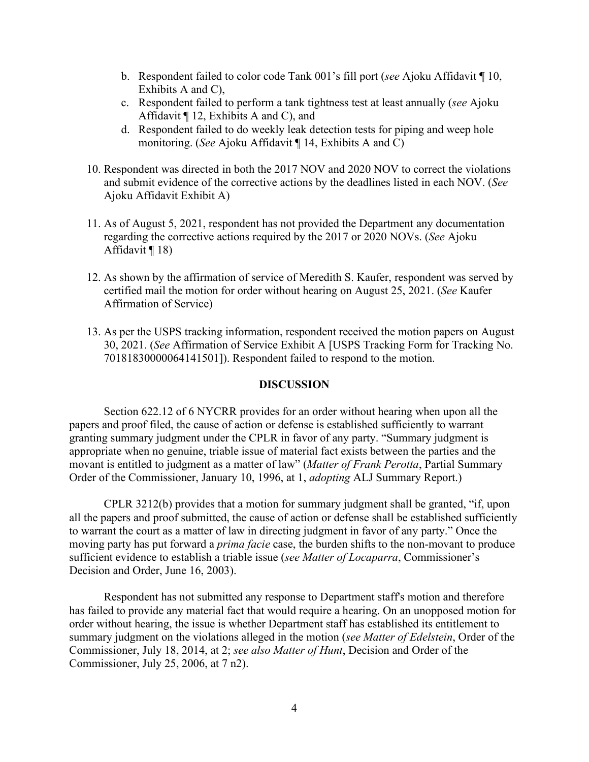b. Respondent failed to color code Tank 001's fill port (*see* Ajoku Affidavit ¶ 10, Exhibits A and C),
c. Respondent failed to perform a tank tightness test at least annually (*see* Ajoku Affidavit ¶ 12, Exhibits A and C), and
d. Respondent failed to do weekly leak detection tests for piping and weep hole monitoring. (*See* Ajoku Affidavit ¶ 14, Exhibits A and C)

10. Respondent was directed in both the 2017 NOV and 2020 NOV to correct the violations and submit evidence of the corrective actions by the deadlines listed in each NOV. (*See* Ajoku Affidavit Exhibit A)

11. As of August 5, 2021, respondent has not provided the Department any documentation regarding the corrective actions required by the 2017 or 2020 NOVs. (*See* Ajoku Affidavit ¶ 18)

12. As shown by the affirmation of service of Meredith S. Kaufer, respondent was served by certified mail the motion for order without hearing on August 25, 2021. (*See* Kaufer Affirmation of Service)

13. As per the USPS tracking information, respondent received the motion papers on August 30, 2021. (*See* Affirmation of Service Exhibit A [USPS Tracking Form for Tracking No. 70181830000064141501]). Respondent failed to respond to the motion.

## DISCUSSION

Section 622.12 of 6 NYCRR provides for an order without hearing when upon all the papers and proof filed, the cause of action or defense is established sufficiently to warrant granting summary judgment under the CPLR in favor of any party. "Summary judgment is appropriate when no genuine, triable issue of material fact exists between the parties and the movant is entitled to judgment as a matter of law" (*Matter of Frank Perotta*, Partial Summary Order of the Commissioner, January 10, 1996, at 1, *adopting* ALJ Summary Report.)

CPLR 3212(b) provides that a motion for summary judgment shall be granted, "if, upon all the papers and proof submitted, the cause of action or defense shall be established sufficiently to warrant the court as a matter of law in directing judgment in favor of any party." Once the moving party has put forward a *prima facie* case, the burden shifts to the non-movant to produce sufficient evidence to establish a triable issue (*see Matter of Locaparra*, Commissioner's Decision and Order, June 16, 2003).

Respondent has not submitted any response to Department staff's motion and therefore has failed to provide any material fact that would require a hearing. On an unopposed motion for order without hearing, the issue is whether Department staff has established its entitlement to summary judgment on the violations alleged in the motion (*see Matter of Edelstein*, Order of the Commissioner, July 18, 2014, at 2; *see also Matter of Hunt*, Decision and Order of the Commissioner, July 25, 2006, at 7 n2).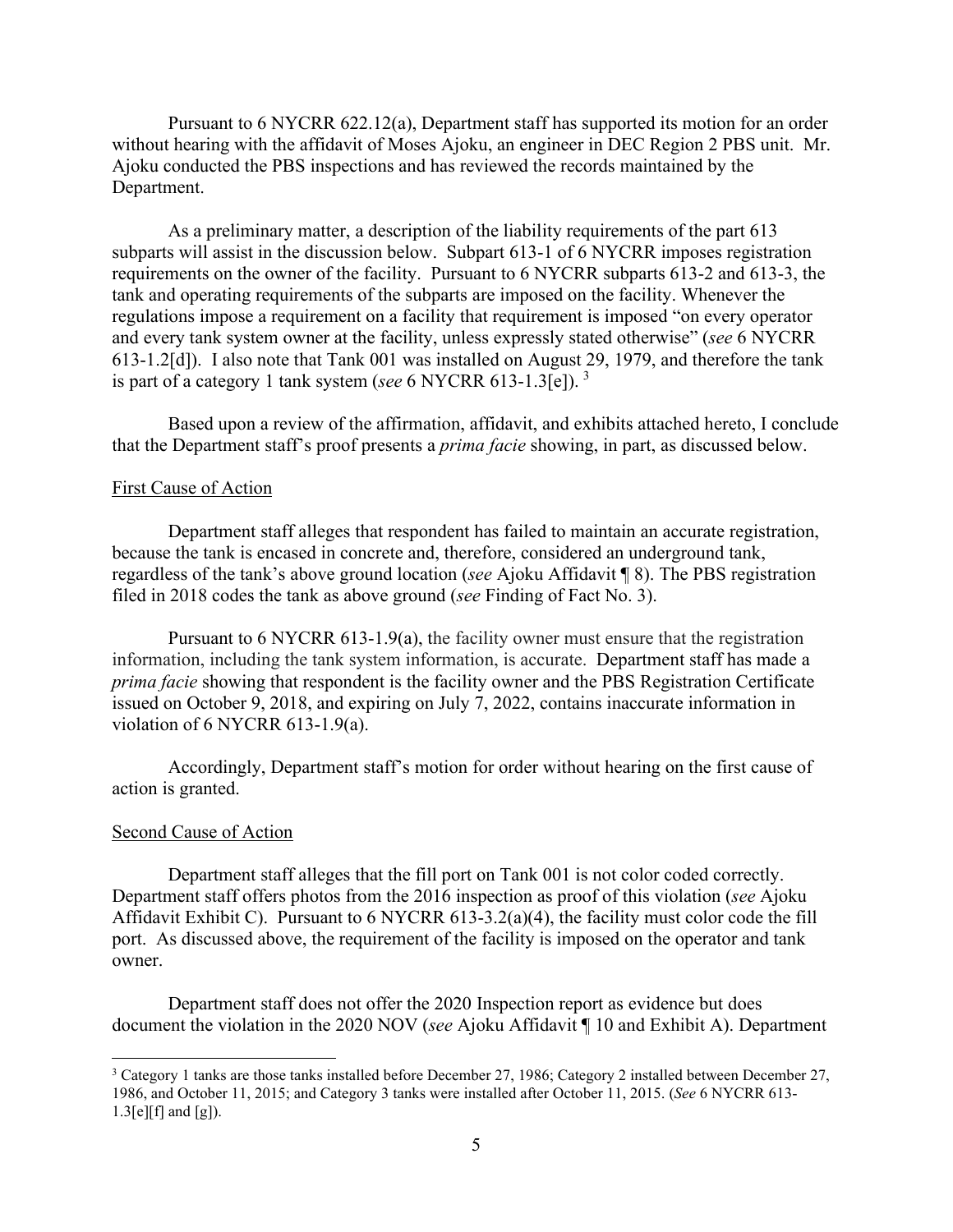Pursuant to 6 NYCRR 622.12(a), Department staff has supported its motion for an order without hearing with the affidavit of Moses Ajoku, an engineer in DEC Region 2 PBS unit. Mr. Ajoku conducted the PBS inspections and has reviewed the records maintained by the Department.

As a preliminary matter, a description of the liability requirements of the part 613 subparts will assist in the discussion below. Subpart 613-1 of 6 NYCRR imposes registration requirements on the owner of the facility. Pursuant to 6 NYCRR subparts 613-2 and 613-3, the tank and operating requirements of the subparts are imposed on the facility. Whenever the regulations impose a requirement on a facility that requirement is imposed "on every operator and every tank system owner at the facility, unless expressly stated otherwise" (*see* 6 NYCRR 613-1.2[d]). I also note that Tank 001 was installed on August 29, 1979, and therefore the tank is part of a category 1 tank system (*see* 6 NYCRR 613-1.3[e]).[3]

Based upon a review of the affirmation, affidavit, and exhibits attached hereto, I conclude that the Department staff's proof presents a *prima facie* showing, in part, as discussed below.

## First Cause of Action

Department staff alleges that respondent has failed to maintain an accurate registration, because the tank is encased in concrete and, therefore, considered an underground tank, regardless of the tank's above ground location (*see* Ajoku Affidavit ¶ 8). The PBS registration filed in 2018 codes the tank as above ground (*see* Finding of Fact No. 3).

Pursuant to 6 NYCRR 613-1.9(a), the facility owner must ensure that the registration information, including the tank system information, is accurate. Department staff has made a *prima facie* showing that respondent is the facility owner and the PBS Registration Certificate issued on October 9, 2018, and expiring on July 7, 2022, contains inaccurate information in violation of 6 NYCRR 613-1.9(a).

Accordingly, Department staff's motion for order without hearing on the first cause of action is granted.

## Second Cause of Action

Department staff alleges that the fill port on Tank 001 is not color coded correctly. Department staff offers photos from the 2016 inspection as proof of this violation (*see* Ajoku Affidavit Exhibit C). Pursuant to 6 NYCRR 613-3.2(a)(4), the facility must color code the fill port. As discussed above, the requirement of the facility is imposed on the operator and tank owner.

Department staff does not offer the 2020 Inspection report as evidence but does document the violation in the 2020 NOV (*see* Ajoku Affidavit ¶ 10 and Exhibit A). Department

---

[3] Category 1 tanks are those tanks installed before December 27, 1986; Category 2 installed between December 27, 1986, and October 11, 2015; and Category 3 tanks were installed after October 11, 2015. (*See* 6 NYCRR 613-1.3[e][f] and [g]).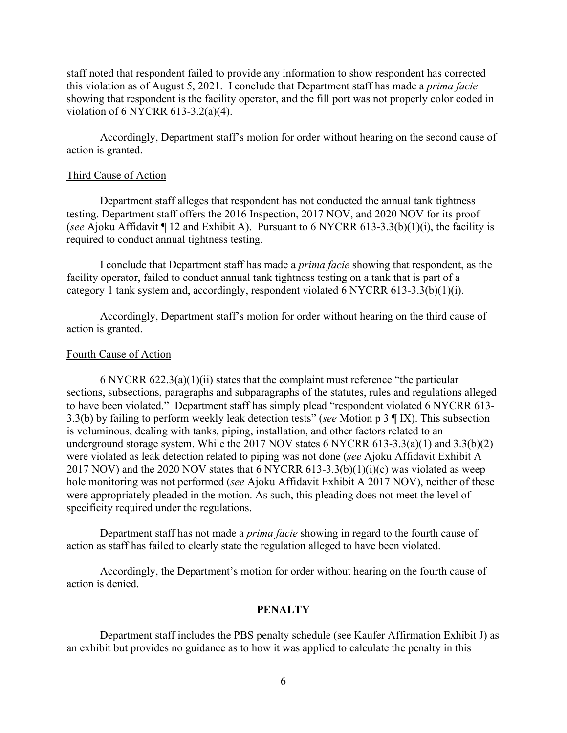staff noted that respondent failed to provide any information to show respondent has corrected this violation as of August 5, 2021. I conclude that Department staff has made a *prima facie* showing that respondent is the facility operator, and the fill port was not properly color coded in violation of 6 NYCRR 613-3.2(a)(4).

Accordingly, Department staff's motion for order without hearing on the second cause of action is granted.

Third Cause of Action

Department staff alleges that respondent has not conducted the annual tank tightness testing. Department staff offers the 2016 Inspection, 2017 NOV, and 2020 NOV for its proof (*see* Ajoku Affidavit ¶ 12 and Exhibit A). Pursuant to 6 NYCRR 613-3.3(b)(1)(i), the facility is required to conduct annual tightness testing.

I conclude that Department staff has made a *prima facie* showing that respondent, as the facility operator, failed to conduct annual tank tightness testing on a tank that is part of a category 1 tank system and, accordingly, respondent violated 6 NYCRR 613-3.3(b)(1)(i).

Accordingly, Department staff's motion for order without hearing on the third cause of action is granted.

Fourth Cause of Action

6 NYCRR 622.3(a)(1)(ii) states that the complaint must reference "the particular sections, subsections, paragraphs and subparagraphs of the statutes, rules and regulations alleged to have been violated." Department staff has simply plead "respondent violated 6 NYCRR 613-3.3(b) by failing to perform weekly leak detection tests" (*see* Motion p 3 ¶ IX). This subsection is voluminous, dealing with tanks, piping, installation, and other factors related to an underground storage system. While the 2017 NOV states 6 NYCRR 613-3.3(a)(1) and 3.3(b)(2) were violated as leak detection related to piping was not done (*see* Ajoku Affidavit Exhibit A 2017 NOV) and the 2020 NOV states that 6 NYCRR 613-3.3(b)(1)(i)(c) was violated as weep hole monitoring was not performed (*see* Ajoku Affidavit Exhibit A 2017 NOV), neither of these were appropriately pleaded in the motion. As such, this pleading does not meet the level of specificity required under the regulations.

Department staff has not made a *prima facie* showing in regard to the fourth cause of action as staff has failed to clearly state the regulation alleged to have been violated.

Accordingly, the Department's motion for order without hearing on the fourth cause of action is denied.

## PENALTY

Department staff includes the PBS penalty schedule (see Kaufer Affirmation Exhibit J) as an exhibit but provides no guidance as to how it was applied to calculate the penalty in this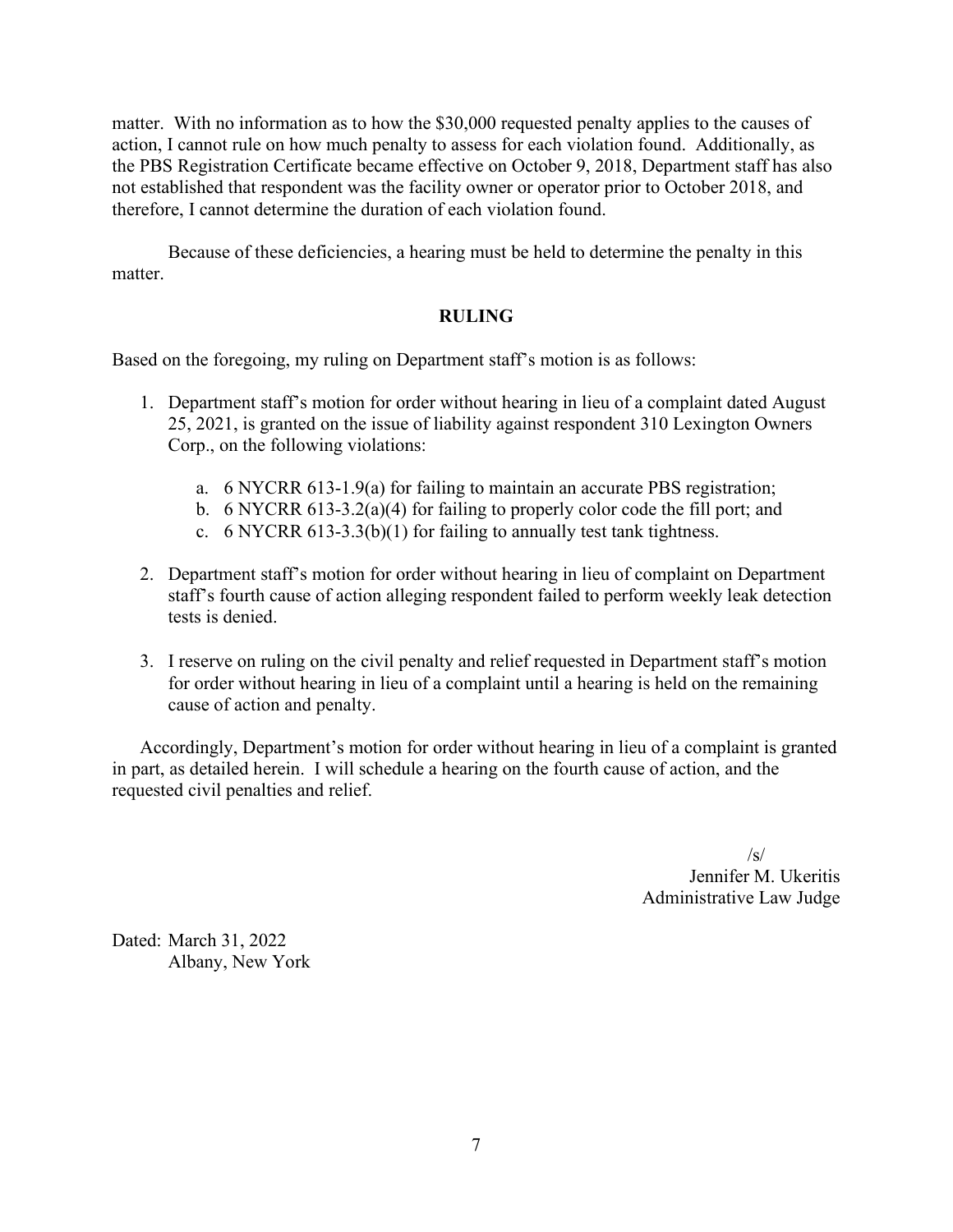matter. With no information as to how the $30,000 requested penalty applies to the causes of action, I cannot rule on how much penalty to assess for each violation found. Additionally, as the PBS Registration Certificate became effective on October 9, 2018, Department staff has also not established that respondent was the facility owner or operator prior to October 2018, and therefore, I cannot determine the duration of each violation found.

Because of these deficiencies, a hearing must be held to determine the penalty in this matter.

## RULING

Based on the foregoing, my ruling on Department staff's motion is as follows:

1. Department staff's motion for order without hearing in lieu of a complaint dated August 25, 2021, is granted on the issue of liability against respondent 310 Lexington Owners Corp., on the following violations:

   a. 6 NYCRR 613-1.9(a) for failing to maintain an accurate PBS registration;
   b. 6 NYCRR 613-3.2(a)(4) for failing to properly color code the fill port; and
   c. 6 NYCRR 613-3.3(b)(1) for failing to annually test tank tightness.

2. Department staff's motion for order without hearing in lieu of complaint on Department staff's fourth cause of action alleging respondent failed to perform weekly leak detection tests is denied.

3. I reserve on ruling on the civil penalty and relief requested in Department staff's motion for order without hearing in lieu of a complaint until a hearing is held on the remaining cause of action and penalty.

Accordingly, Department's motion for order without hearing in lieu of a complaint is granted in part, as detailed herein. I will schedule a hearing on the fourth cause of action, and the requested civil penalties and relief.

/s/
Jennifer M. Ukeritis
Administrative Law Judge

Dated: March 31, 2022
Albany, New York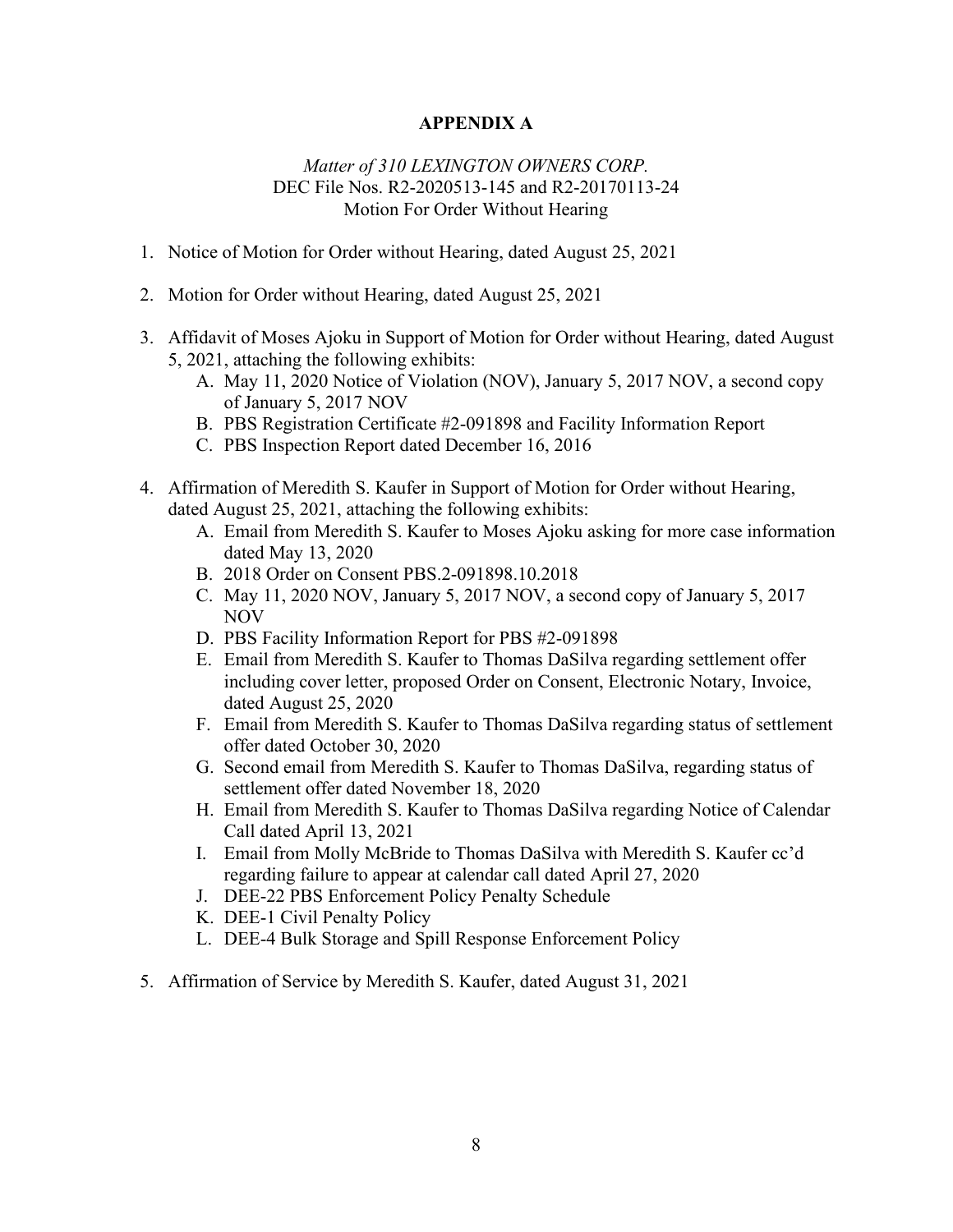# APPENDIX A

*Matter of 310 LEXINGTON OWNERS CORP.*
DEC File Nos. R2-2020513-145 and R2-20170113-24
Motion For Order Without Hearing

1. Notice of Motion for Order without Hearing, dated August 25, 2021

2. Motion for Order without Hearing, dated August 25, 2021

3. Affidavit of Moses Ajoku in Support of Motion for Order without Hearing, dated August 5, 2021, attaching the following exhibits:
   A. May 11, 2020 Notice of Violation (NOV), January 5, 2017 NOV, a second copy of January 5, 2017 NOV
   B. PBS Registration Certificate #2-091898 and Facility Information Report
   C. PBS Inspection Report dated December 16, 2016

4. Affirmation of Meredith S. Kaufer in Support of Motion for Order without Hearing, dated August 25, 2021, attaching the following exhibits:
   A. Email from Meredith S. Kaufer to Moses Ajoku asking for more case information dated May 13, 2020
   B. 2018 Order on Consent PBS.2-091898.10.2018
   C. May 11, 2020 NOV, January 5, 2017 NOV, a second copy of January 5, 2017 NOV
   D. PBS Facility Information Report for PBS #2-091898
   E. Email from Meredith S. Kaufer to Thomas DaSilva regarding settlement offer including cover letter, proposed Order on Consent, Electronic Notary, Invoice, dated August 25, 2020
   F. Email from Meredith S. Kaufer to Thomas DaSilva regarding status of settlement offer dated October 30, 2020
   G. Second email from Meredith S. Kaufer to Thomas DaSilva, regarding status of settlement offer dated November 18, 2020
   H. Email from Meredith S. Kaufer to Thomas DaSilva regarding Notice of Calendar Call dated April 13, 2021
   I. Email from Molly McBride to Thomas DaSilva with Meredith S. Kaufer cc'd regarding failure to appear at calendar call dated April 27, 2020
   J. DEE-22 PBS Enforcement Policy Penalty Schedule
   K. DEE-1 Civil Penalty Policy
   L. DEE-4 Bulk Storage and Spill Response Enforcement Policy

5. Affirmation of Service by Meredith S. Kaufer, dated August 31, 2021